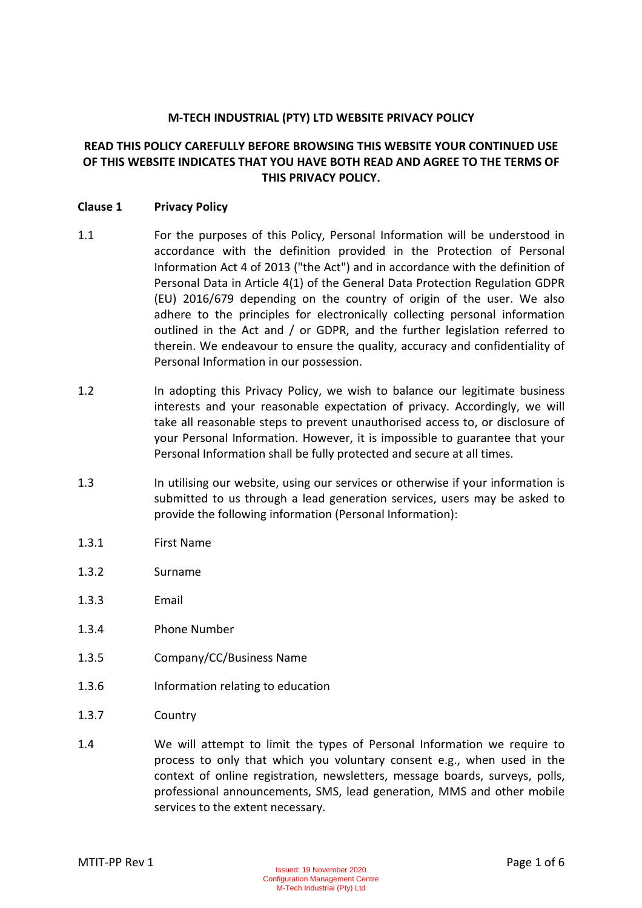# M-TECH INDUSTRIAL (PTY) LTD WEBSITE PRIVACY POLICY

**READ THIS POLICY CAREFULLY BEFORE BROWSING THIS WEBSITE YOUR CONTINUED USE OF THIS WEBSITE INDICATES THAT YOU HAVE BOTH READ AND AGREE TO THE TERMS OF THIS PRIVACY POLICY.**

## Clause 1 Privacy Policy

1.1 For the purposes of this Policy, Personal Information will be understood in accordance with the definition provided in the Protection of Personal Information Act 4 of 2013 ("the Act") and in accordance with the definition of Personal Data in Article 4(1) of the General Data Protection Regulation GDPR (EU) 2016/679 depending on the country of origin of the user. We also adhere to the principles for electronically collecting personal information outlined in the Act and / or GDPR, and the further legislation referred to therein. We endeavour to ensure the quality, accuracy and confidentiality of Personal Information in our possession.

1.2 In adopting this Privacy Policy, we wish to balance our legitimate business interests and your reasonable expectation of privacy. Accordingly, we will take all reasonable steps to prevent unauthorised access to, or disclosure of your Personal Information. However, it is impossible to guarantee that your Personal Information shall be fully protected and secure at all times.

1.3 In utilising our website, using our services or otherwise if your information is submitted to us through a lead generation services, users may be asked to provide the following information (Personal Information):

1.3.1 First Name

1.3.2 Surname

1.3.3 Email

1.3.4 Phone Number

1.3.5 Company/CC/Business Name

1.3.6 Information relating to education

1.3.7 Country

1.4 We will attempt to limit the types of Personal Information we require to process to only that which you voluntary consent e.g., when used in the context of online registration, newsletters, message boards, surveys, polls, professional announcements, SMS, lead generation, MMS and other mobile services to the extent necessary.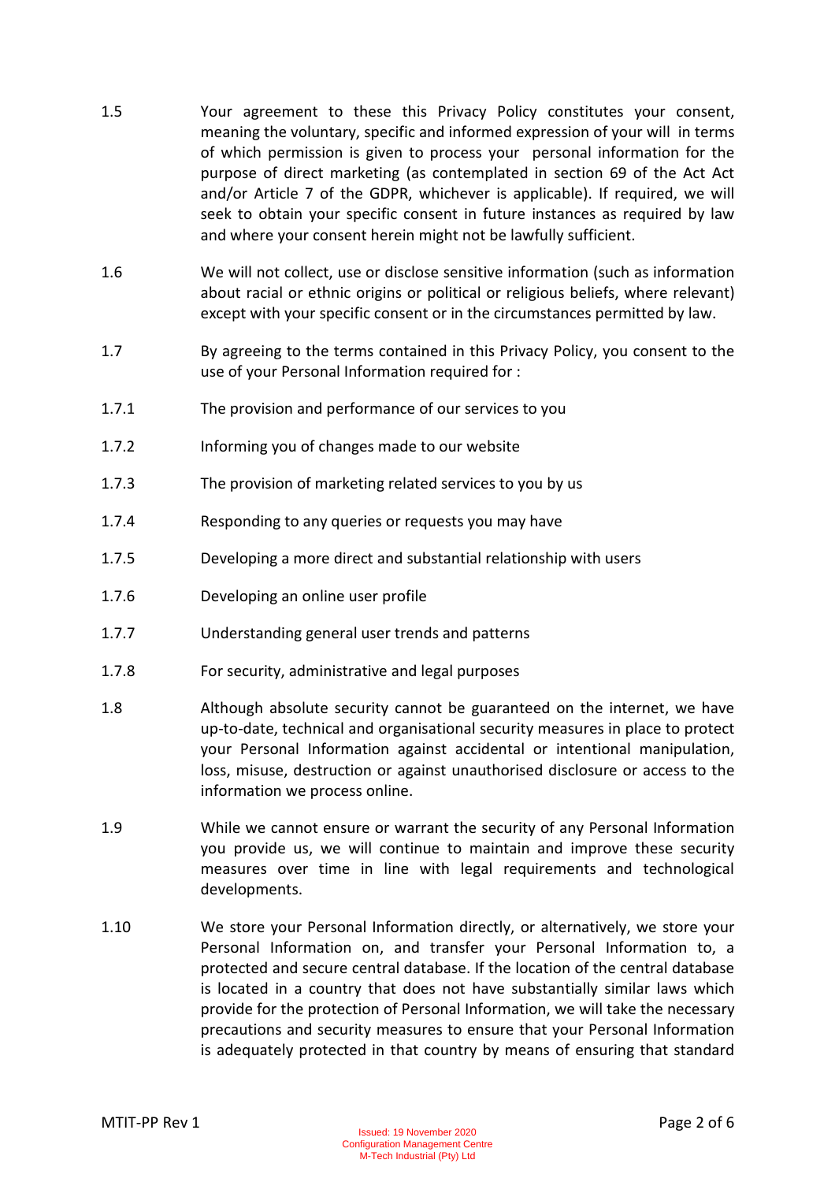1.5 Your agreement to these this Privacy Policy constitutes your consent, meaning the voluntary, specific and informed expression of your will in terms of which permission is given to process your personal information for the purpose of direct marketing (as contemplated in section 69 of the Act Act and/or Article 7 of the GDPR, whichever is applicable). If required, we will seek to obtain your specific consent in future instances as required by law and where your consent herein might not be lawfully sufficient.

1.6 We will not collect, use or disclose sensitive information (such as information about racial or ethnic origins or political or religious beliefs, where relevant) except with your specific consent or in the circumstances permitted by law.

1.7 By agreeing to the terms contained in this Privacy Policy, you consent to the use of your Personal Information required for :

1.7.1 The provision and performance of our services to you

1.7.2 Informing you of changes made to our website

1.7.3 The provision of marketing related services to you by us

1.7.4 Responding to any queries or requests you may have

1.7.5 Developing a more direct and substantial relationship with users

1.7.6 Developing an online user profile

1.7.7 Understanding general user trends and patterns

1.7.8 For security, administrative and legal purposes

1.8 Although absolute security cannot be guaranteed on the internet, we have up-to-date, technical and organisational security measures in place to protect your Personal Information against accidental or intentional manipulation, loss, misuse, destruction or against unauthorised disclosure or access to the information we process online.

1.9 While we cannot ensure or warrant the security of any Personal Information you provide us, we will continue to maintain and improve these security measures over time in line with legal requirements and technological developments.

1.10 We store your Personal Information directly, or alternatively, we store your Personal Information on, and transfer your Personal Information to, a protected and secure central database. If the location of the central database is located in a country that does not have substantially similar laws which provide for the protection of Personal Information, we will take the necessary precautions and security measures to ensure that your Personal Information is adequately protected in that country by means of ensuring that standard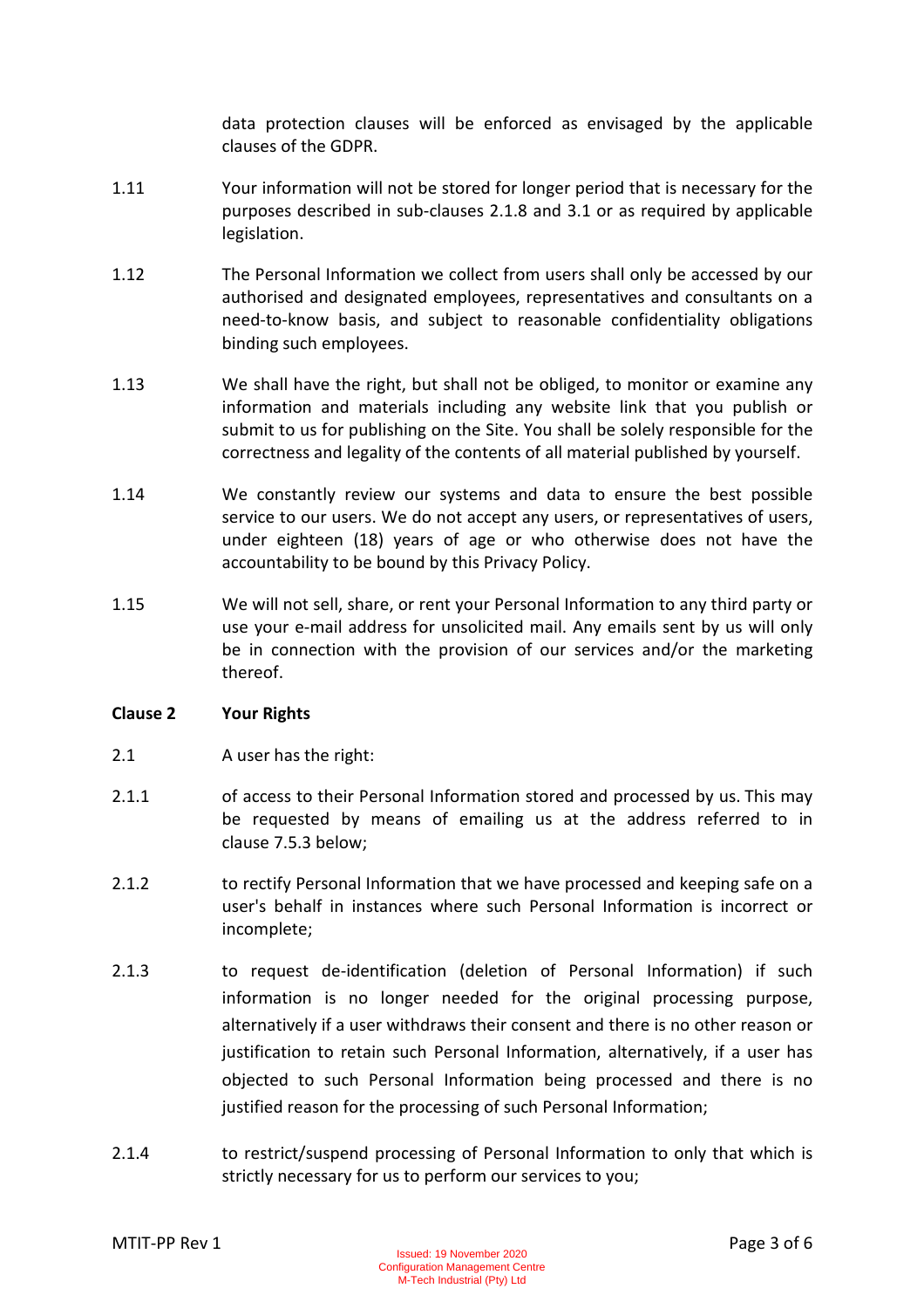data protection clauses will be enforced as envisaged by the applicable clauses of the GDPR.

1.11 Your information will not be stored for longer period that is necessary for the purposes described in sub-clauses 2.1.8 and 3.1 or as required by applicable legislation.

1.12 The Personal Information we collect from users shall only be accessed by our authorised and designated employees, representatives and consultants on a need-to-know basis, and subject to reasonable confidentiality obligations binding such employees.

1.13 We shall have the right, but shall not be obliged, to monitor or examine any information and materials including any website link that you publish or submit to us for publishing on the Site. You shall be solely responsible for the correctness and legality of the contents of all material published by yourself.

1.14 We constantly review our systems and data to ensure the best possible service to our users. We do not accept any users, or representatives of users, under eighteen (18) years of age or who otherwise does not have the accountability to be bound by this Privacy Policy.

1.15 We will not sell, share, or rent your Personal Information to any third party or use your e-mail address for unsolicited mail. Any emails sent by us will only be in connection with the provision of our services and/or the marketing thereof.

**Clause 2 Your Rights**

2.1 A user has the right:

2.1.1 of access to their Personal Information stored and processed by us. This may be requested by means of emailing us at the address referred to in clause 7.5.3 below;

2.1.2 to rectify Personal Information that we have processed and keeping safe on a user's behalf in instances where such Personal Information is incorrect or incomplete;

2.1.3 to request de-identification (deletion of Personal Information) if such information is no longer needed for the original processing purpose, alternatively if a user withdraws their consent and there is no other reason or justification to retain such Personal Information, alternatively, if a user has objected to such Personal Information being processed and there is no justified reason for the processing of such Personal Information;

2.1.4 to restrict/suspend processing of Personal Information to only that which is strictly necessary for us to perform our services to you;

MTIT-PP Rev 1

Issued: 19 November 2020
Configuration Management Centre
M-Tech Industrial (Pty) Ltd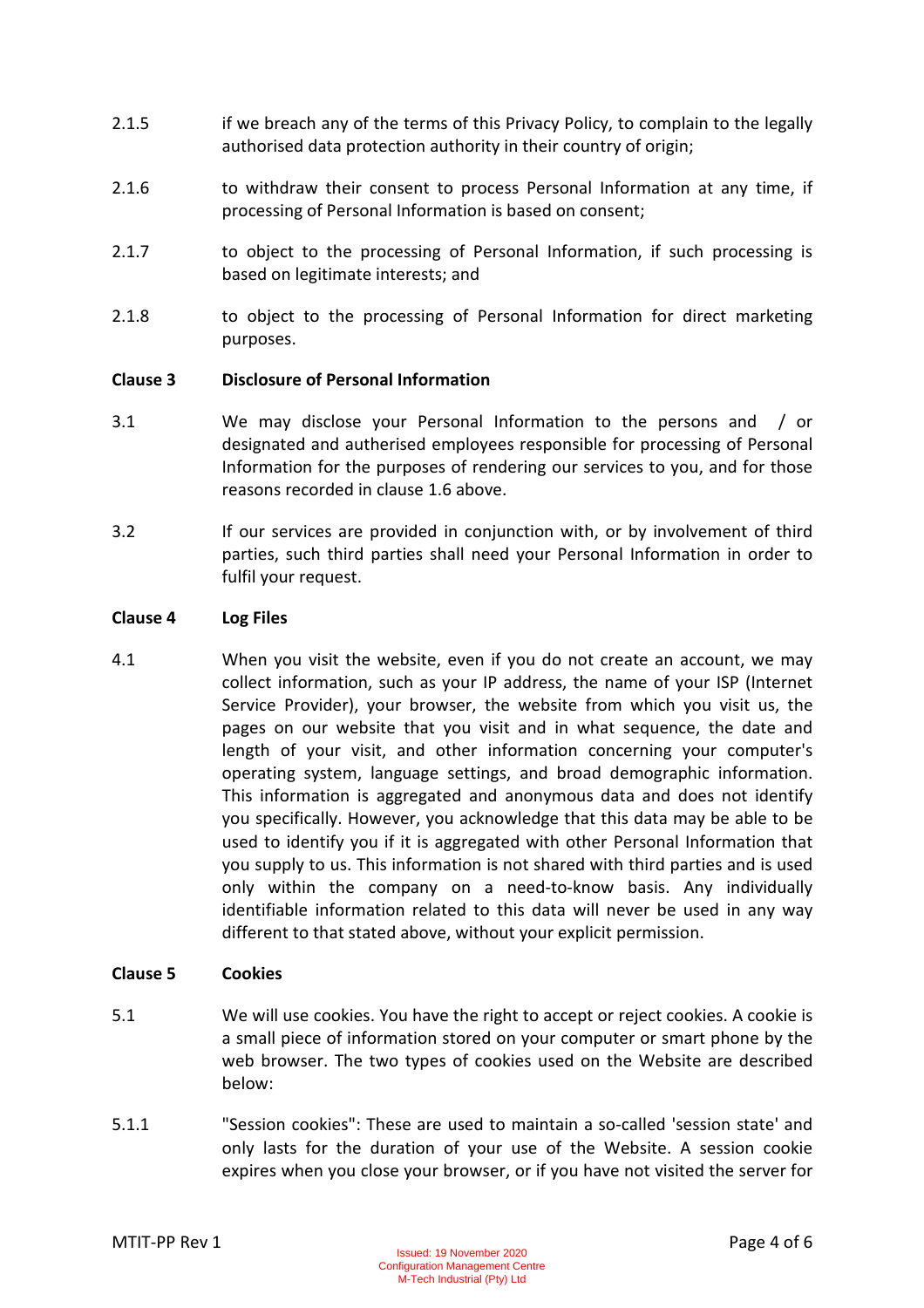2.1.5 if we breach any of the terms of this Privacy Policy, to complain to the legally authorised data protection authority in their country of origin;

2.1.6 to withdraw their consent to process Personal Information at any time, if processing of Personal Information is based on consent;

2.1.7 to object to the processing of Personal Information, if such processing is based on legitimate interests; and

2.1.8 to object to the processing of Personal Information for direct marketing purposes.

**Clause 3 Disclosure of Personal Information**

3.1 We may disclose your Personal Information to the persons and / or designated and autherised employees responsible for processing of Personal Information for the purposes of rendering our services to you, and for those reasons recorded in clause 1.6 above.

3.2 If our services are provided in conjunction with, or by involvement of third parties, such third parties shall need your Personal Information in order to fulfil your request.

**Clause 4 Log Files**

4.1 When you visit the website, even if you do not create an account, we may collect information, such as your IP address, the name of your ISP (Internet Service Provider), your browser, the website from which you visit us, the pages on our website that you visit and in what sequence, the date and length of your visit, and other information concerning your computer's operating system, language settings, and broad demographic information. This information is aggregated and anonymous data and does not identify you specifically. However, you acknowledge that this data may be able to be used to identify you if it is aggregated with other Personal Information that you supply to us. This information is not shared with third parties and is used only within the company on a need-to-know basis. Any individually identifiable information related to this data will never be used in any way different to that stated above, without your explicit permission.

**Clause 5 Cookies**

5.1 We will use cookies. You have the right to accept or reject cookies. A cookie is a small piece of information stored on your computer or smart phone by the web browser. The two types of cookies used on the Website are described below:

5.1.1 "Session cookies": These are used to maintain a so-called 'session state' and only lasts for the duration of your use of the Website. A session cookie expires when you close your browser, or if you have not visited the server for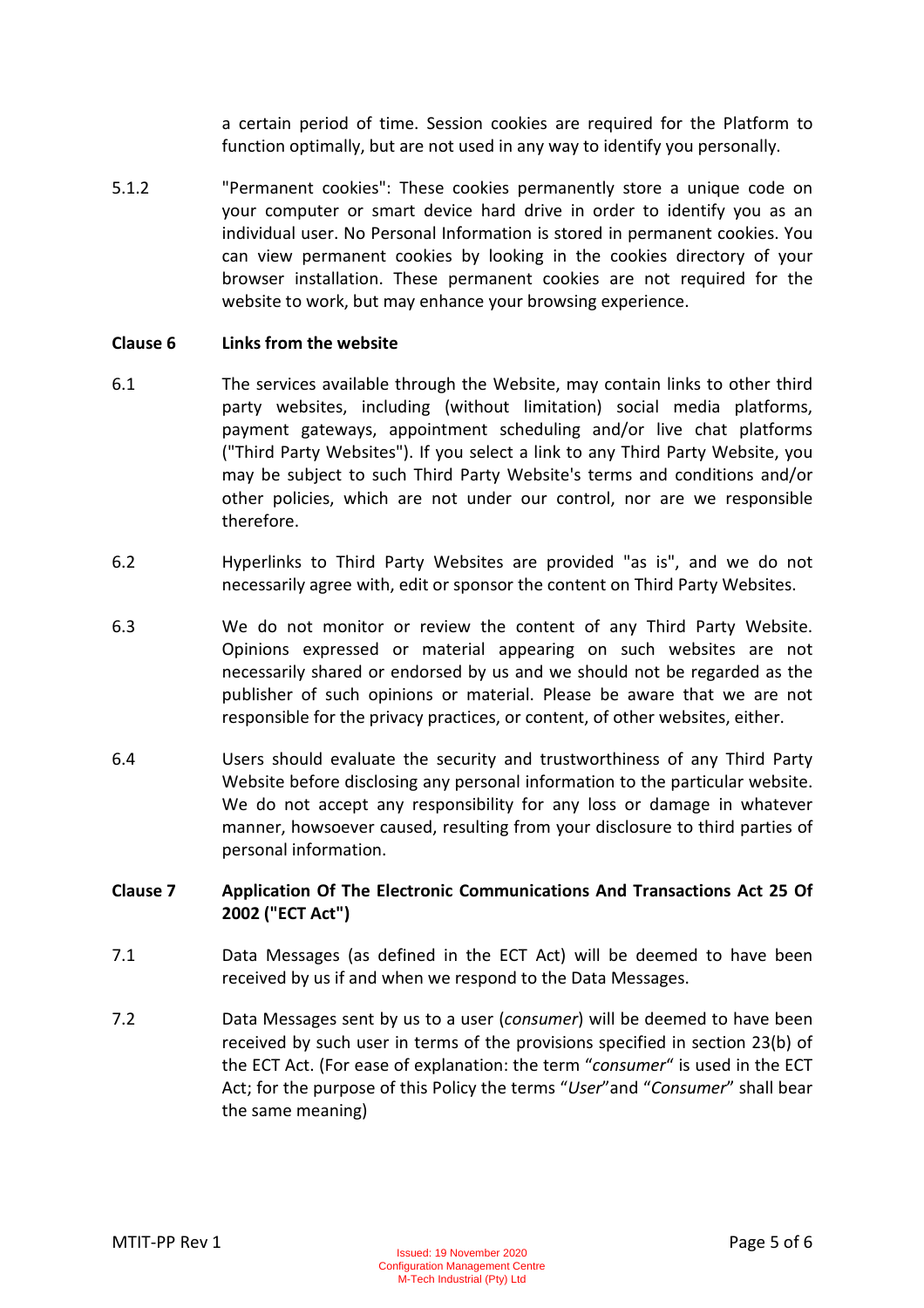a certain period of time. Session cookies are required for the Platform to function optimally, but are not used in any way to identify you personally.

5.1.2 "Permanent cookies": These cookies permanently store a unique code on your computer or smart device hard drive in order to identify you as an individual user. No Personal Information is stored in permanent cookies. You can view permanent cookies by looking in the cookies directory of your browser installation. These permanent cookies are not required for the website to work, but may enhance your browsing experience.

**Clause 6 Links from the website**

6.1 The services available through the Website, may contain links to other third party websites, including (without limitation) social media platforms, payment gateways, appointment scheduling and/or live chat platforms ("Third Party Websites"). If you select a link to any Third Party Website, you may be subject to such Third Party Website's terms and conditions and/or other policies, which are not under our control, nor are we responsible therefore.

6.2 Hyperlinks to Third Party Websites are provided "as is", and we do not necessarily agree with, edit or sponsor the content on Third Party Websites.

6.3 We do not monitor or review the content of any Third Party Website. Opinions expressed or material appearing on such websites are not necessarily shared or endorsed by us and we should not be regarded as the publisher of such opinions or material. Please be aware that we are not responsible for the privacy practices, or content, of other websites, either.

6.4 Users should evaluate the security and trustworthiness of any Third Party Website before disclosing any personal information to the particular website. We do not accept any responsibility for any loss or damage in whatever manner, howsoever caused, resulting from your disclosure to third parties of personal information.

**Clause 7 Application Of The Electronic Communications And Transactions Act 25 Of 2002 ("ECT Act")**

7.1 Data Messages (as defined in the ECT Act) will be deemed to have been received by us if and when we respond to the Data Messages.

7.2 Data Messages sent by us to a user (*consumer*) will be deemed to have been received by such user in terms of the provisions specified in section 23(b) of the ECT Act. (For ease of explanation: the term "*consumer*" is used in the ECT Act; for the purpose of this Policy the terms "*User*"and "*Consumer*" shall bear the same meaning)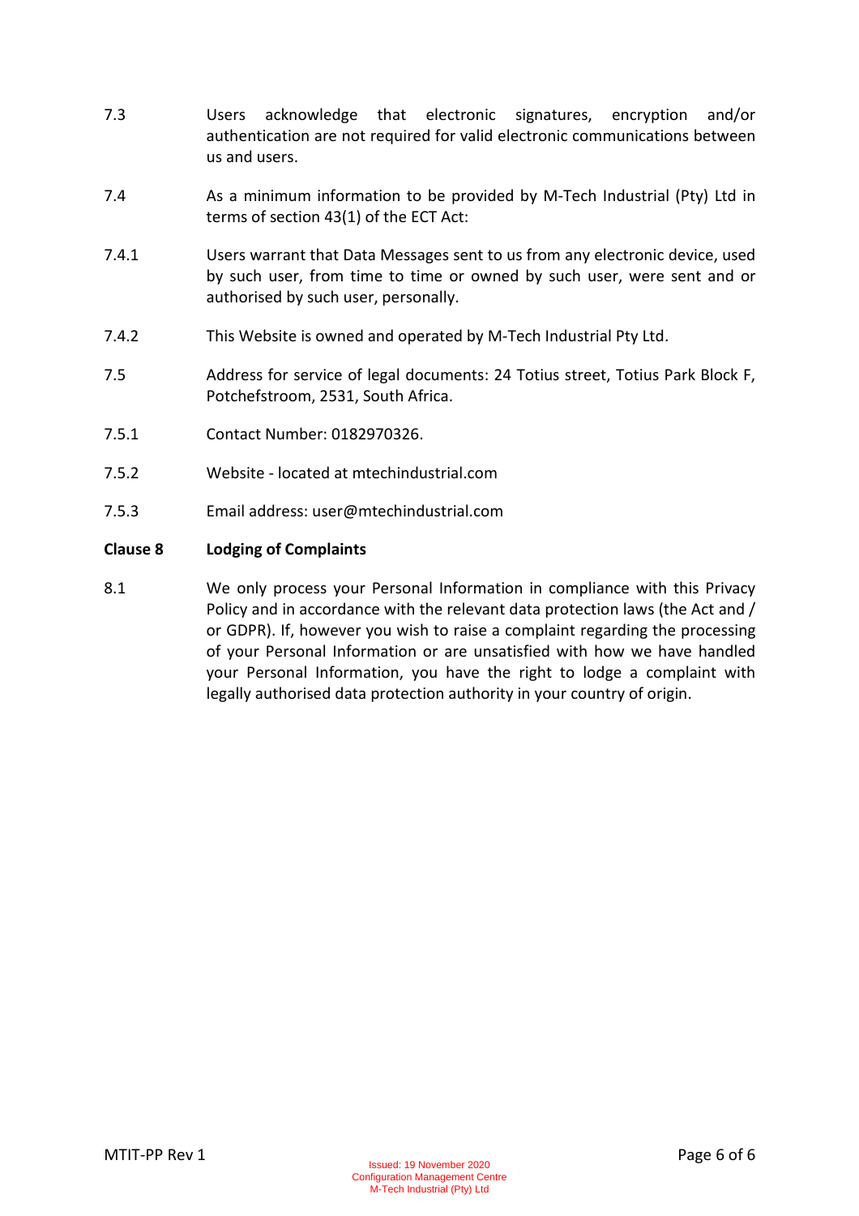7.3 Users acknowledge that electronic signatures, encryption and/or authentication are not required for valid electronic communications between us and users.

7.4 As a minimum information to be provided by M-Tech Industrial (Pty) Ltd in terms of section 43(1) of the ECT Act:

7.4.1 Users warrant that Data Messages sent to us from any electronic device, used by such user, from time to time or owned by such user, were sent and or authorised by such user, personally.

7.4.2 This Website is owned and operated by M-Tech Industrial Pty Ltd.

7.5 Address for service of legal documents: 24 Totius street, Totius Park Block F, Potchefstroom, 2531, South Africa.

7.5.1 Contact Number: 0182970326.

7.5.2 Website - located at mtechindustrial.com

7.5.3 Email address: user@mtechindustrial.com

**Clause 8 Lodging of Complaints**

8.1 We only process your Personal Information in compliance with this Privacy Policy and in accordance with the relevant data protection laws (the Act and / or GDPR). If, however you wish to raise a complaint regarding the processing of your Personal Information or are unsatisfied with how we have handled your Personal Information, you have the right to lodge a complaint with legally authorised data protection authority in your country of origin.